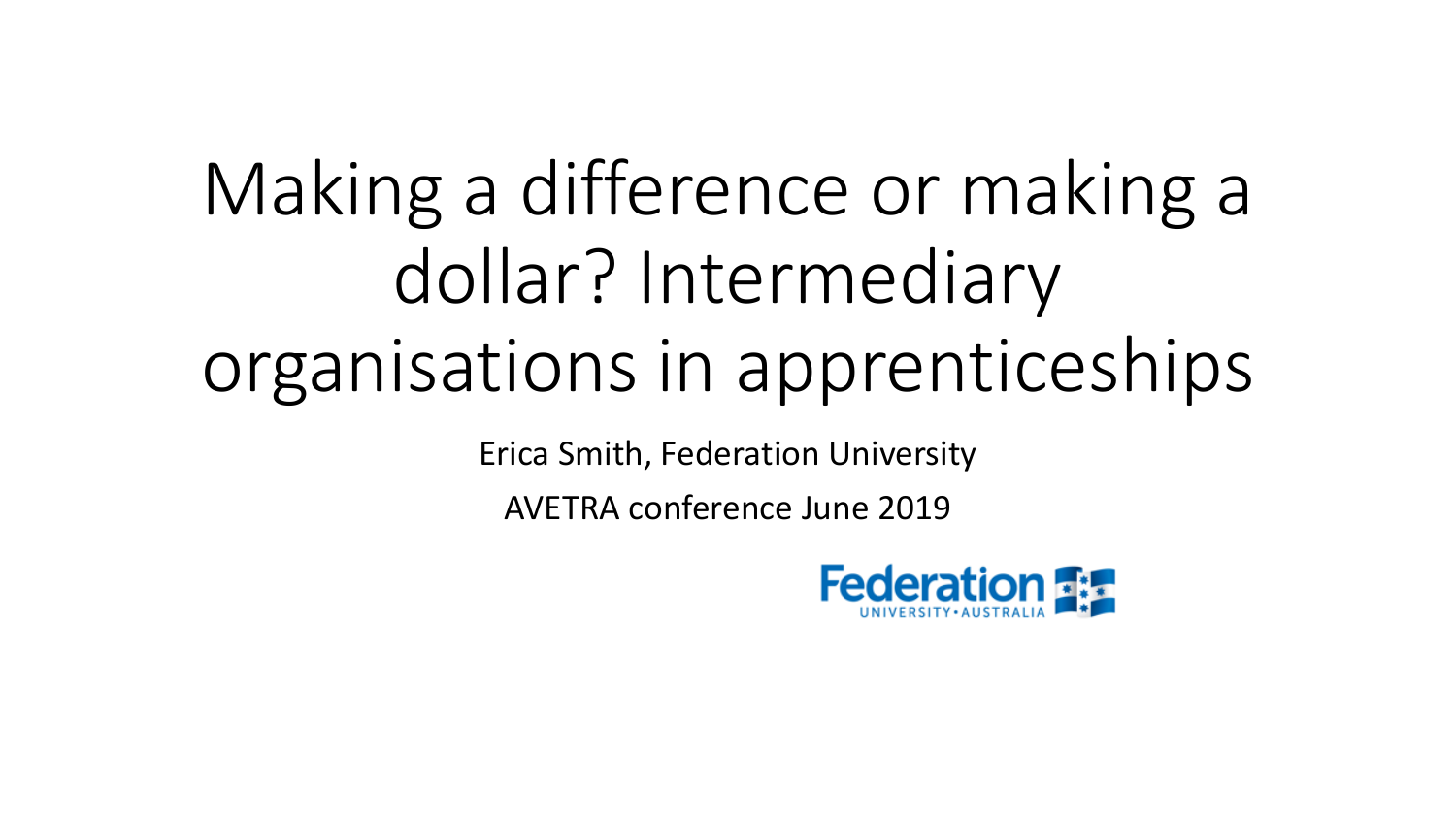# Making a difference or making a dollar? Intermediary organisations in apprenticeships

Erica Smith, Federation University

AVETRA conference June 2019

Federation UNIVERSITY • AUSTRALIA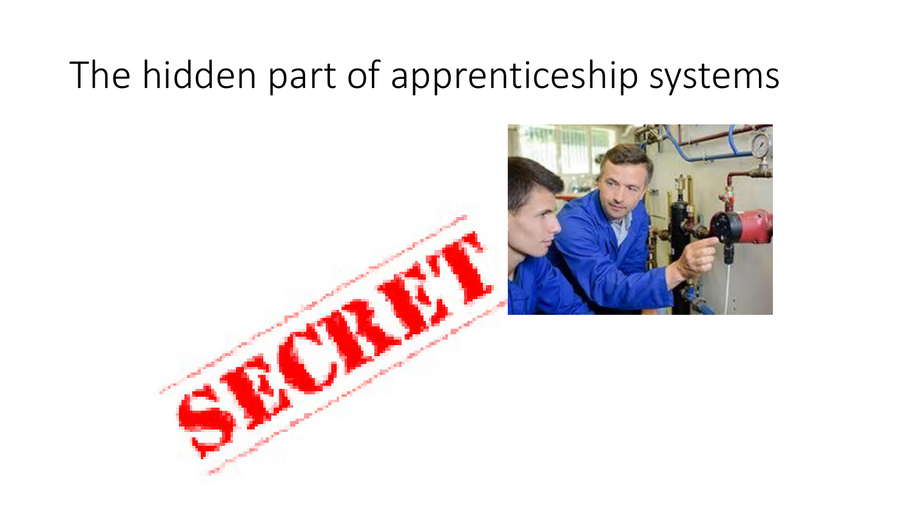# The hidden part of apprenticeship systems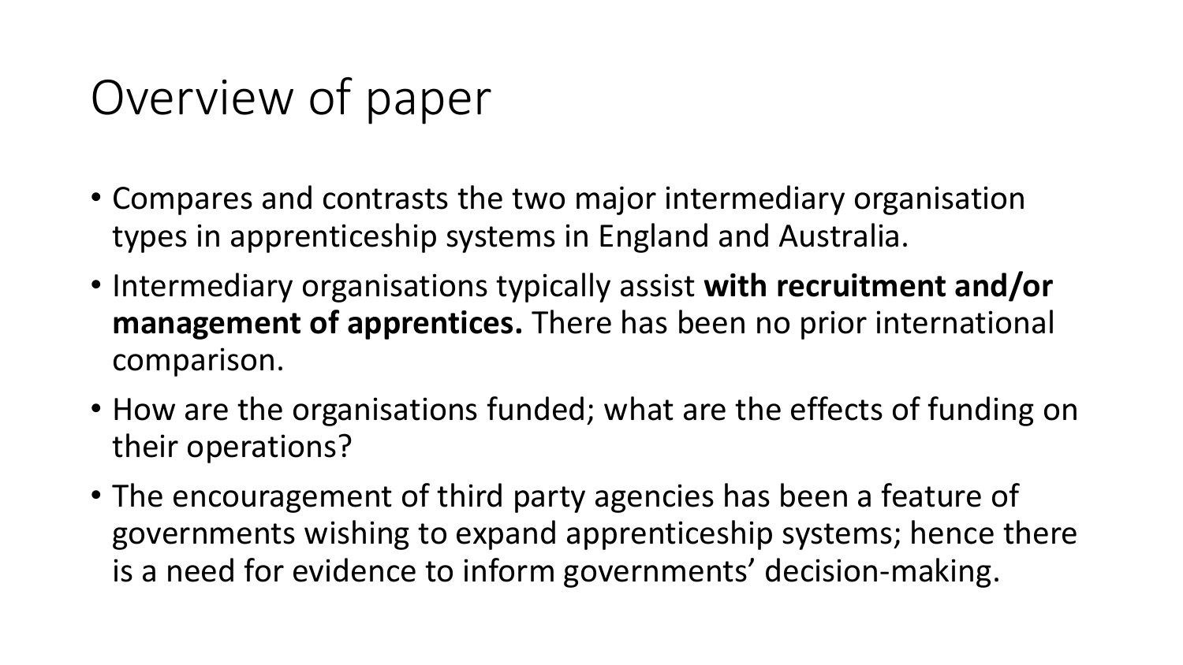# Overview of paper

- Compares and contrasts the two major intermediary organisation types in apprenticeship systems in England and Australia.
- Intermediary organisations typically assist **with recruitment and/or management of apprentices.** There has been no prior international comparison.
- How are the organisations funded; what are the effects of funding on their operations?
- The encouragement of third party agencies has been a feature of governments wishing to expand apprenticeship systems; hence there is a need for evidence to inform governments' decision-making.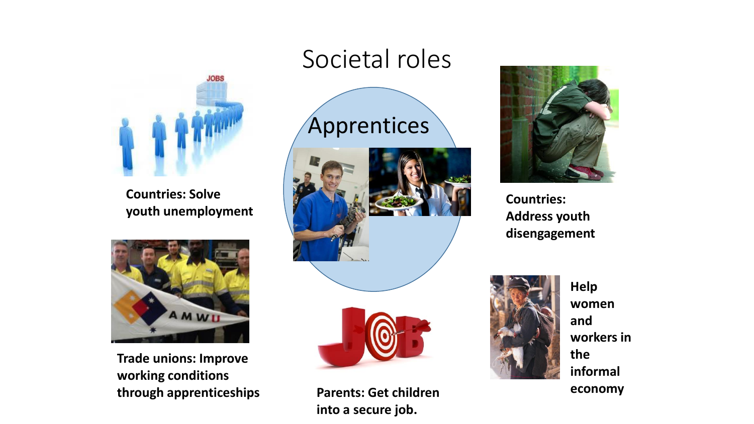# Societal roles

Apprentices

**Countries: Solve youth unemployment**

**Countries: Address youth disengagement**

**Trade unions: Improve working conditions through apprenticeships**

**Parents: Get children into a secure job.**

**Help women and workers in the informal economy**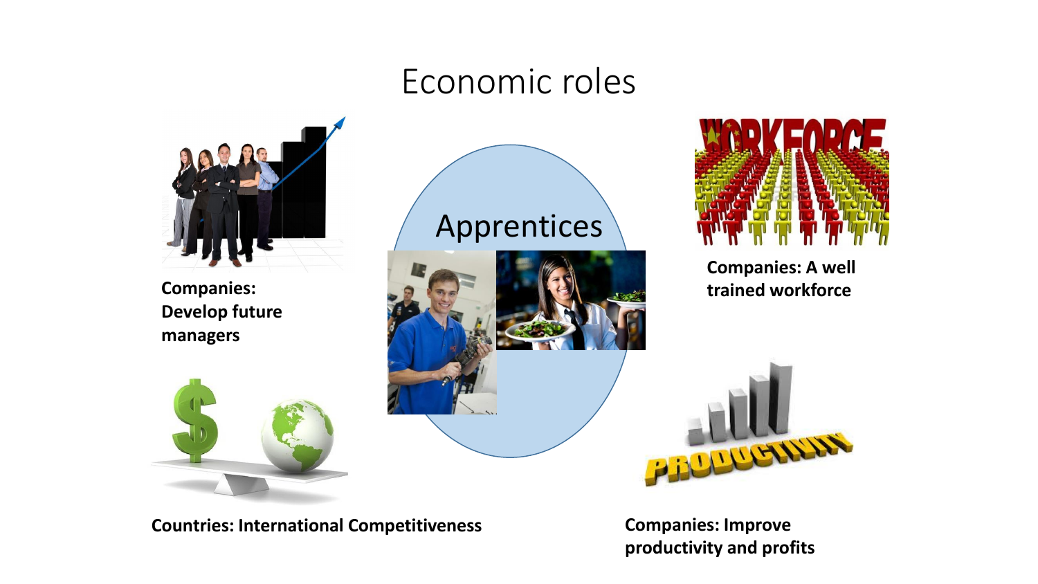# Economic roles

Apprentices

**Companies: Develop future managers**

**Companies: A well trained workforce**

**Countries: International Competitiveness**

**Companies: Improve productivity and profits**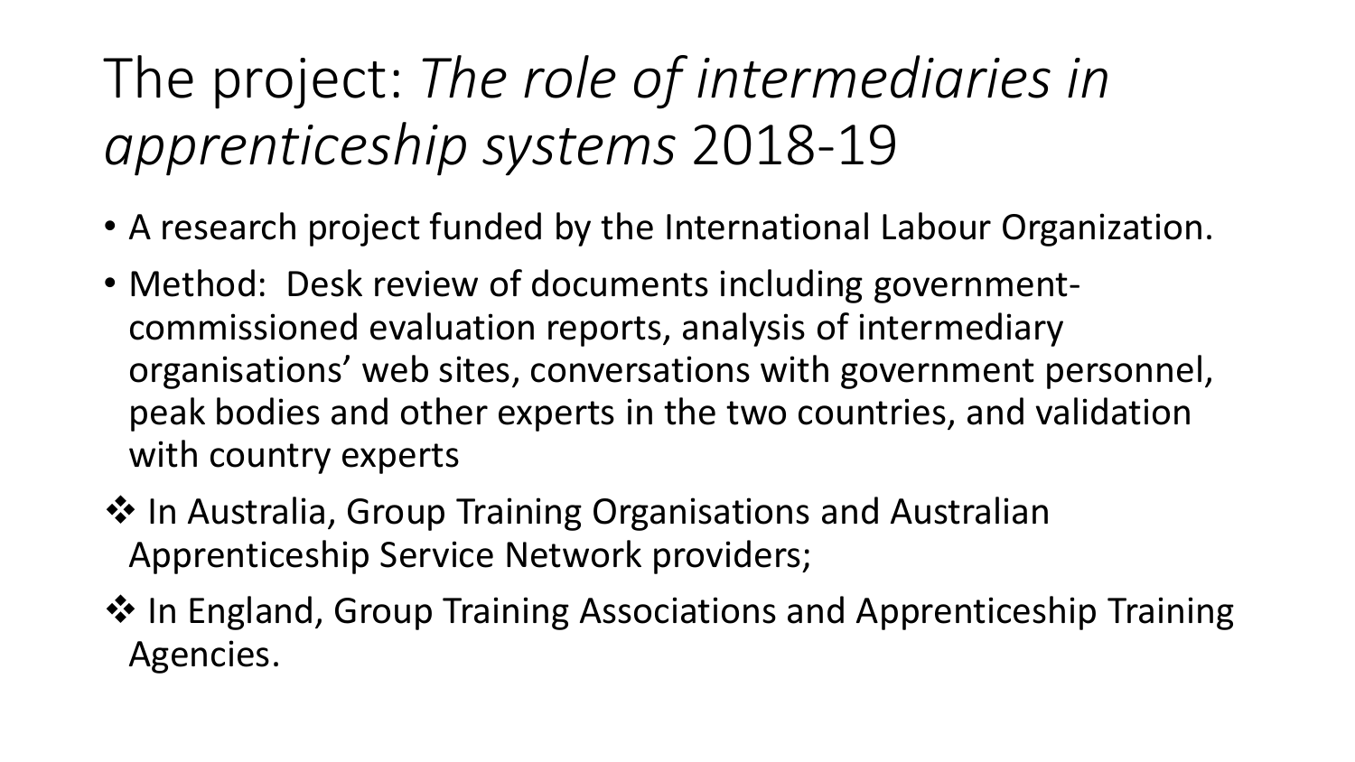# The project: *The role of intermediaries in apprenticeship systems* 2018-19

- A research project funded by the International Labour Organization.
- Method: Desk review of documents including government-commissioned evaluation reports, analysis of intermediary organisations' web sites, conversations with government personnel, peak bodies and other experts in the two countries, and validation with country experts

❖ In Australia, Group Training Organisations and Australian Apprenticeship Service Network providers;

❖ In England, Group Training Associations and Apprenticeship Training Agencies.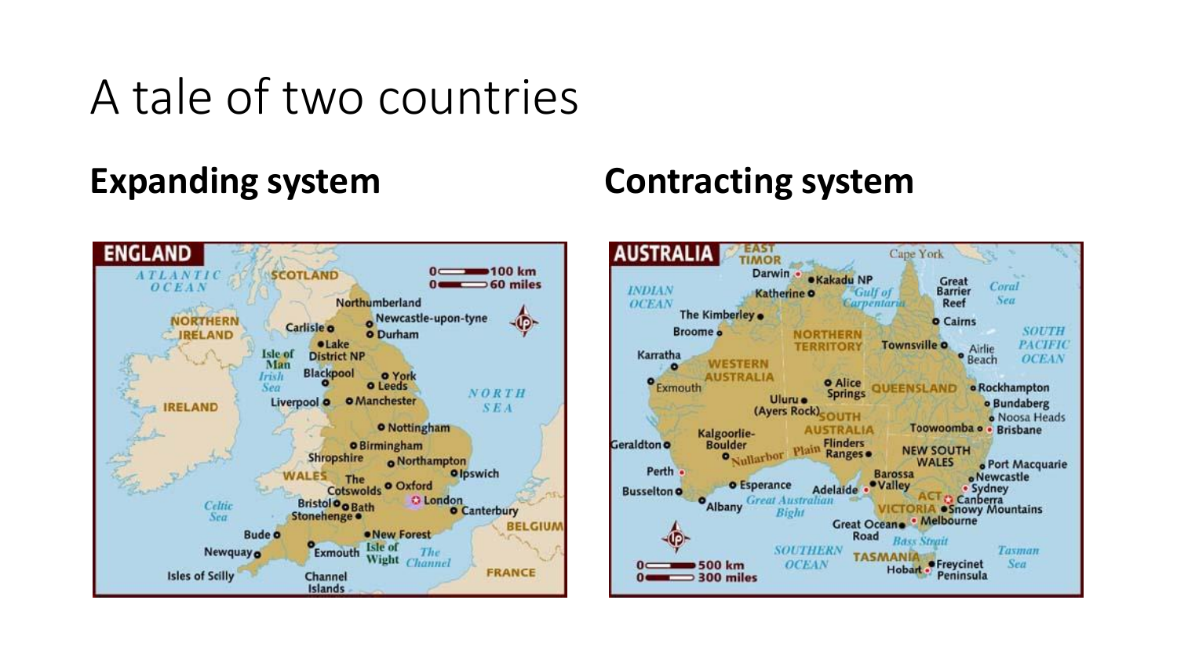# A tale of two countries

**Expanding system**

**Contracting system**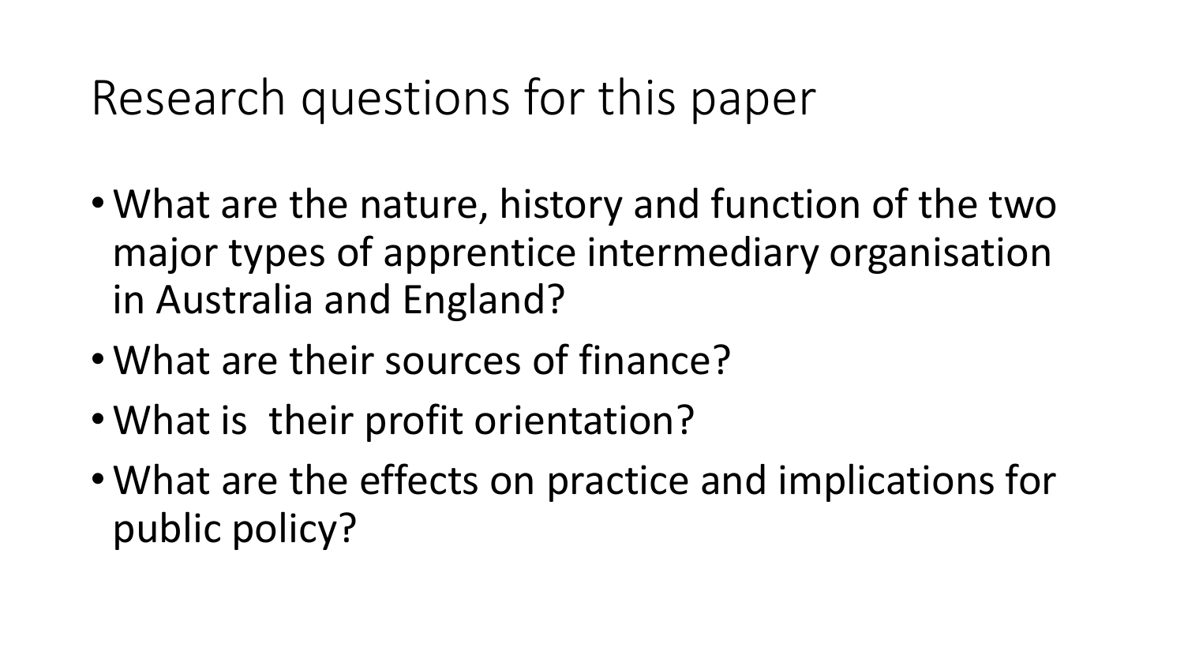# Research questions for this paper

- What are the nature, history and function of the two major types of apprentice intermediary organisation in Australia and England?
- What are their sources of finance?
- What is their profit orientation?
- What are the effects on practice and implications for public policy?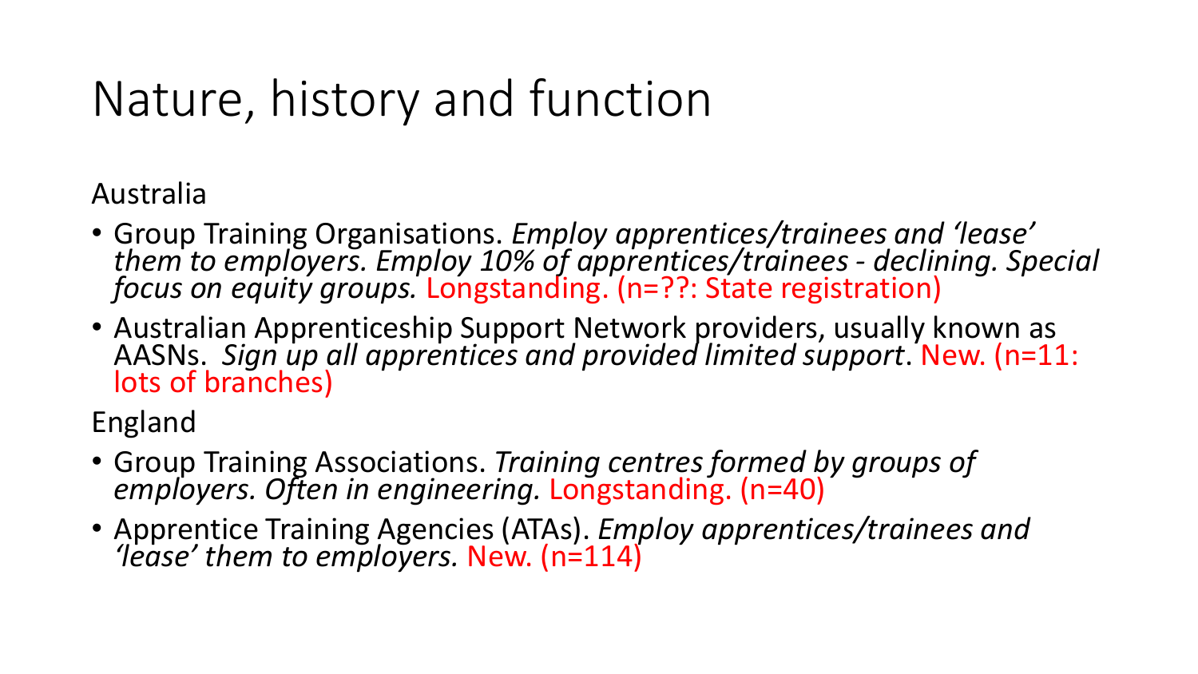# Nature, history and function

Australia

- Group Training Organisations. *Employ apprentices/trainees and 'lease' them to employers. Employ 10% of apprentices/trainees - declining. Special focus on equity groups.* Longstanding. (n=??: State registration)
- Australian Apprenticeship Support Network providers, usually known as AASNs. *Sign up all apprentices and provided limited support*. New. (n=11: lots of branches)

England

- Group Training Associations. *Training centres formed by groups of employers. Often in engineering.* Longstanding. (n=40)
- Apprentice Training Agencies (ATAs). *Employ apprentices/trainees and 'lease' them to employers.* New. (n=114)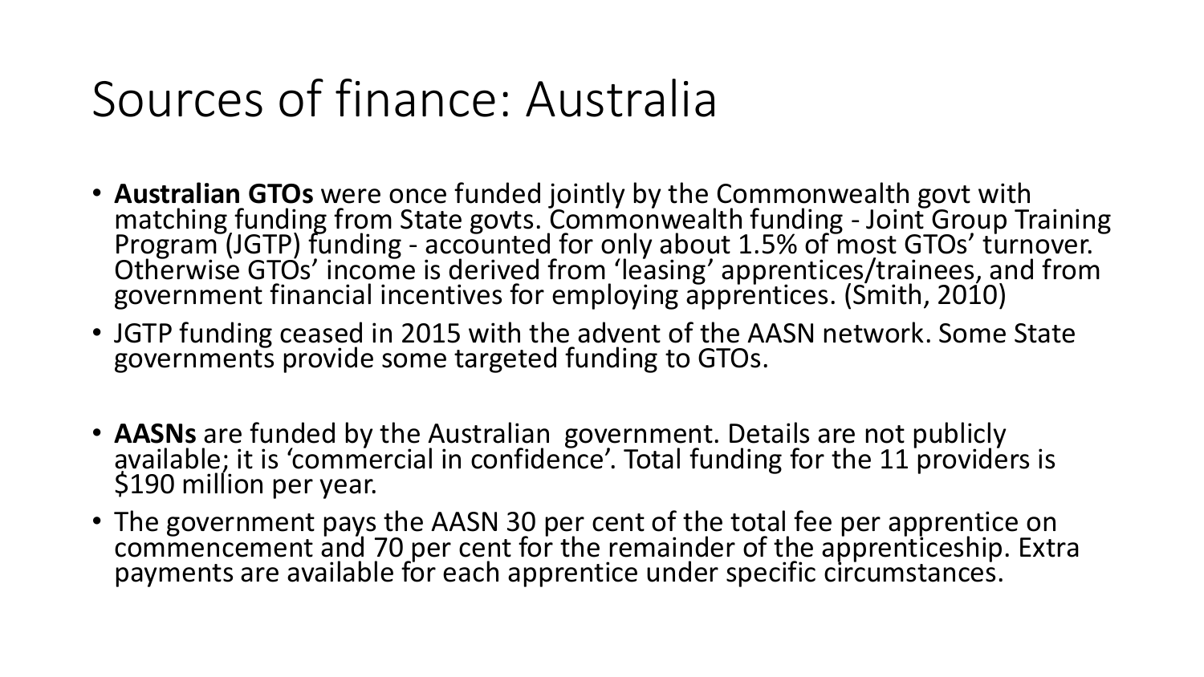# Sources of finance: Australia

- **Australian GTOs** were once funded jointly by the Commonwealth govt with matching funding from State govts. Commonwealth funding - Joint Group Training Program (JGTP) funding - accounted for only about 1.5% of most GTOs' turnover. Otherwise GTOs' income is derived from 'leasing' apprentices/trainees, and from government financial incentives for employing apprentices. (Smith, 2010)
- JGTP funding ceased in 2015 with the advent of the AASN network. Some State governments provide some targeted funding to GTOs.
- **AASNs** are funded by the Australian government. Details are not publicly available; it is 'commercial in confidence'. Total funding for the 11 providers is $190 million per year.
- The government pays the AASN 30 per cent of the total fee per apprentice on commencement and 70 per cent for the remainder of the apprenticeship. Extra payments are available for each apprentice under specific circumstances.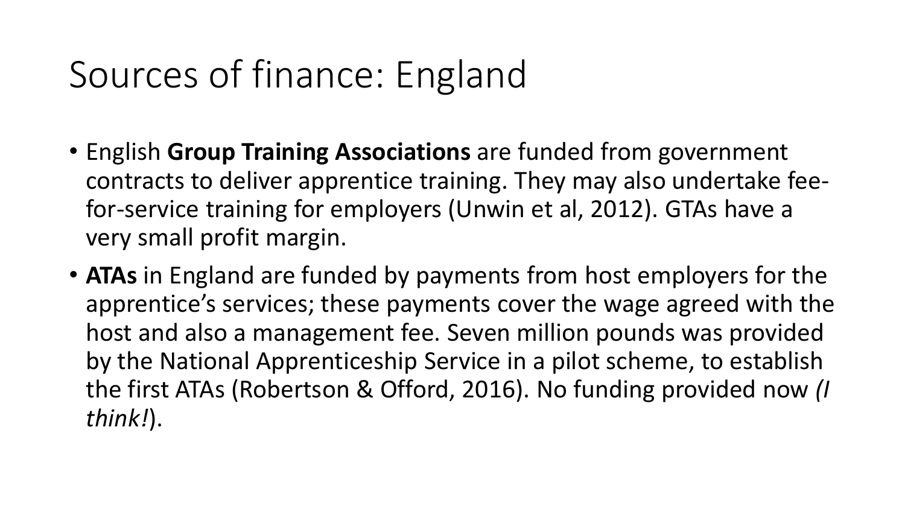# Sources of finance: England

- English **Group Training Associations** are funded from government contracts to deliver apprentice training. They may also undertake fee-for-service training for employers (Unwin et al, 2012). GTAs have a very small profit margin.
- **ATAs** in England are funded by payments from host employers for the apprentice's services; these payments cover the wage agreed with the host and also a management fee. Seven million pounds was provided by the National Apprenticeship Service in a pilot scheme, to establish the first ATAs (Robertson & Offord, 2016). No funding provided now *(I think!*).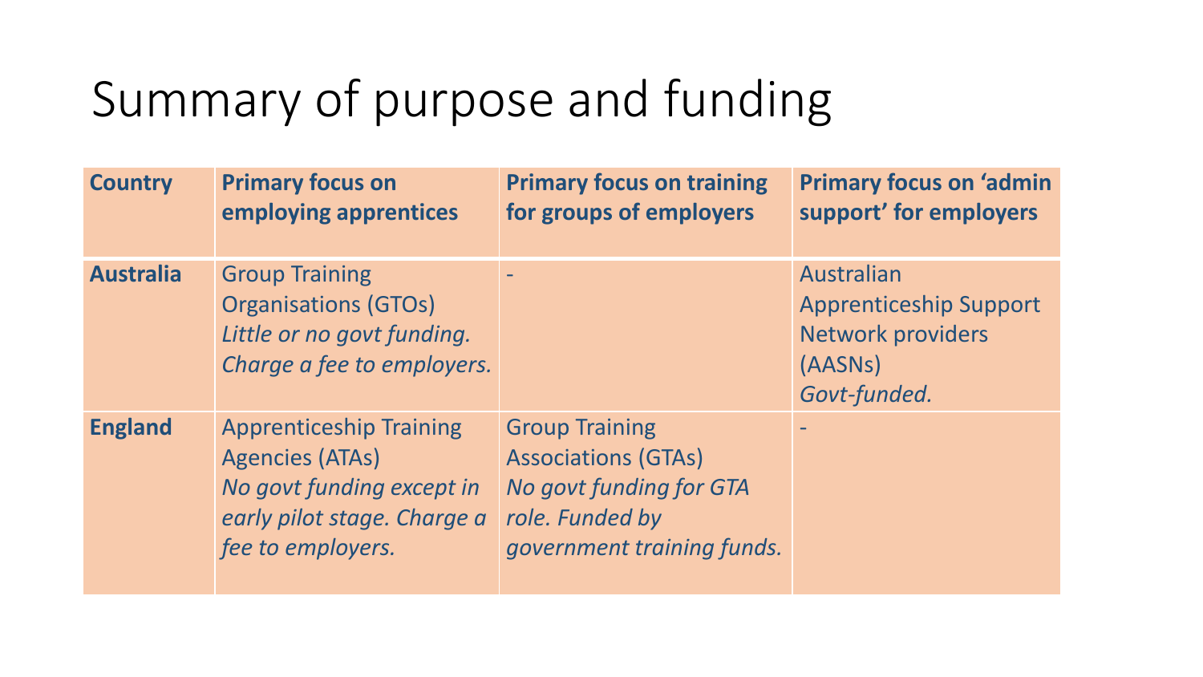# Summary of purpose and funding

| **Country** | **Primary focus on employing apprentices** | **Primary focus on training for groups of employers** | **Primary focus on 'admin support' for employers** |
|---|---|---|---|
| **Australia** | Group Training Organisations (GTOs) *Little or no govt funding. Charge a fee to employers.* | - | Australian Apprenticeship Support Network providers (AASNs) *Govt-funded.* |
| **England** | Apprenticeship Training Agencies (ATAs) *No govt funding except in early pilot stage. Charge a fee to employers.* | Group Training Associations (GTAs) *No govt funding for GTA role. Funded by government training funds.* | - |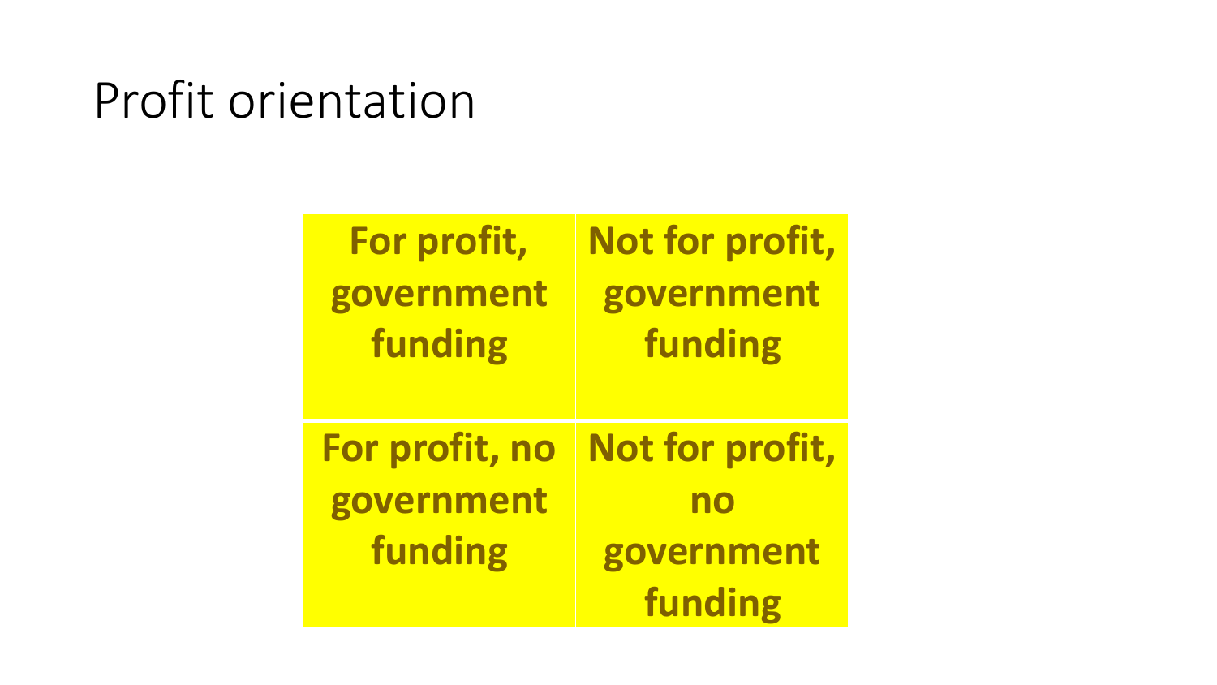# Profit orientation

| | |
|---|---|
| **For profit, government funding** | **Not for profit, government funding** |
| **For profit, no government funding** | **Not for profit, no government funding** |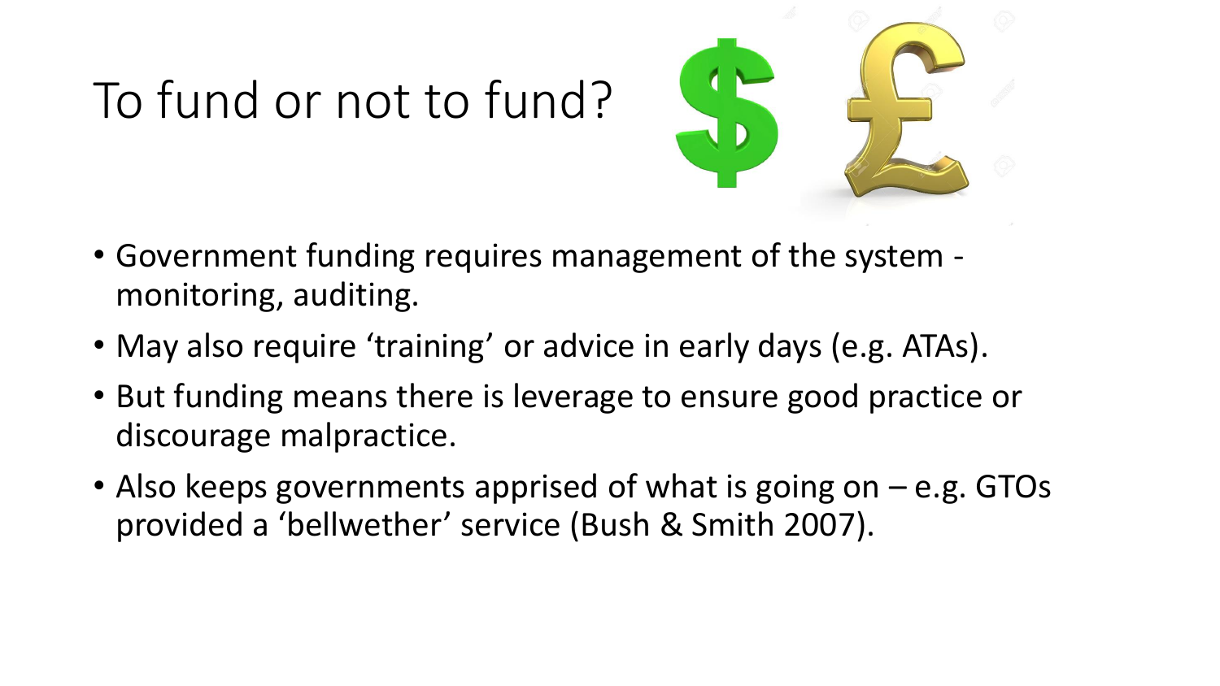# To fund or not to fund?

- Government funding requires management of the system - monitoring, auditing.
- May also require ‘training’ or advice in early days (e.g. ATAs).
- But funding means there is leverage to ensure good practice or discourage malpractice.
- Also keeps governments apprised of what is going on – e.g. GTOs provided a ‘bellwether’ service (Bush & Smith 2007).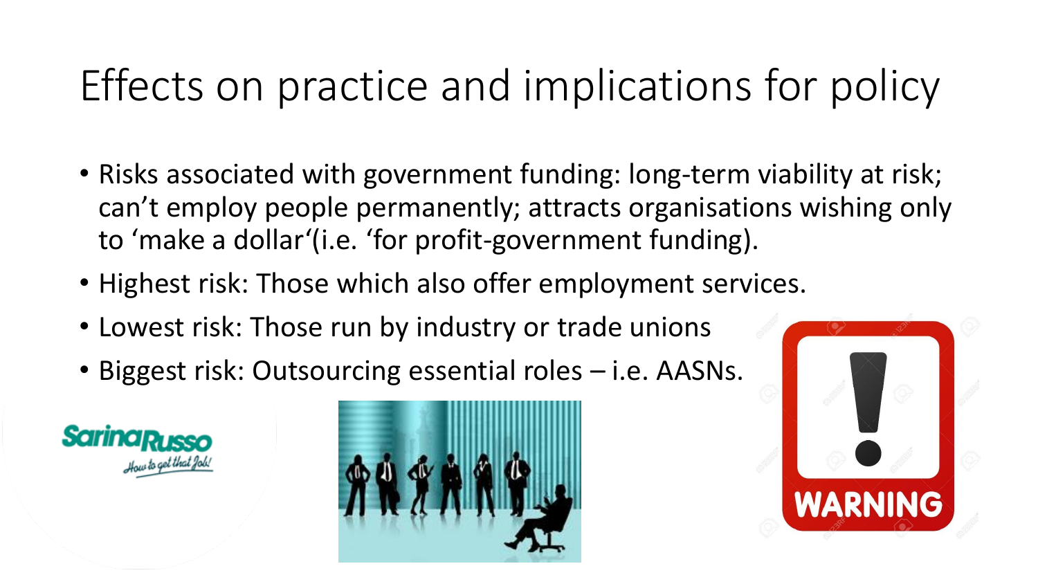# Effects on practice and implications for policy

- Risks associated with government funding: long-term viability at risk; can't employ people permanently; attracts organisations wishing only to 'make a dollar'(i.e. 'for profit-government funding).
- Highest risk: Those which also offer employment services.
- Lowest risk: Those run by industry or trade unions
- Biggest risk: Outsourcing essential roles – i.e. AASNs.